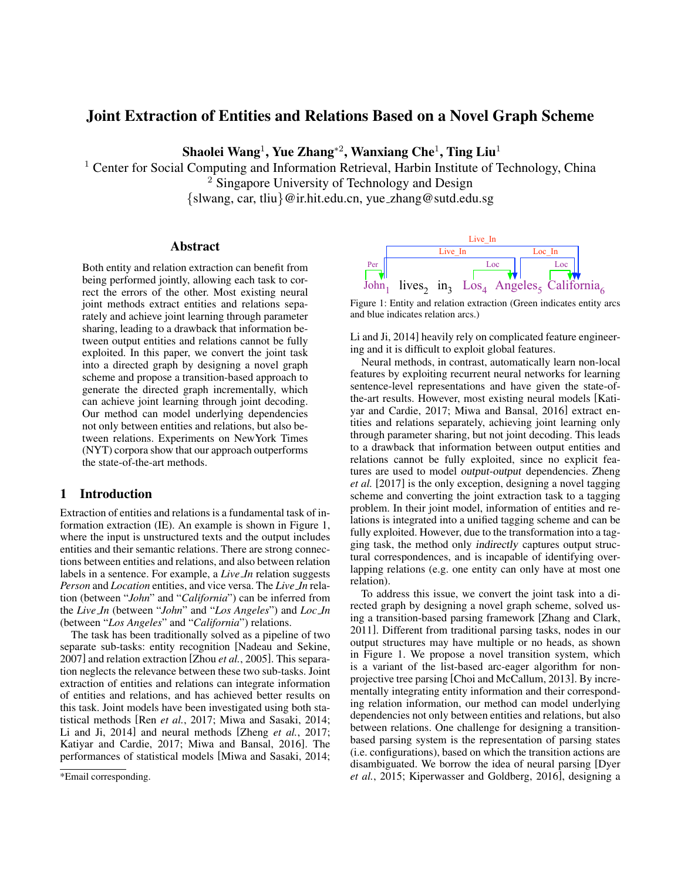# Joint Extraction of Entities and Relations Based on a Novel Graph Scheme

**Shaolei Wang**[1], **Yue Zhang***[2], **Wanxiang Che**[1], **Ting Liu**[1]

[1] Center for Social Computing and Information Retrieval, Harbin Institute of Technology, China
[2] Singapore University of Technology and Design
{slwang, car, tliu}@ir.hit.edu.cn, yue_zhang@sutd.edu.sg

## Abstract

Both entity and relation extraction can benefit from being performed jointly, allowing each task to correct the errors of the other. Most existing neural joint methods extract entities and relations separately and achieve joint learning through parameter sharing, leading to a drawback that information between output entities and relations cannot be fully exploited. In this paper, we convert the joint task into a directed graph by designing a novel graph scheme and propose a transition-based approach to generate the directed graph incrementally, which can achieve joint learning through joint decoding. Our method can model underlying dependencies not only between entities and relations, but also between relations. Experiments on NewYork Times (NYT) corpora show that our approach outperforms the state-of-the-art methods.

## 1 Introduction

Extraction of entities and relations is a fundamental task of information extraction (IE). An example is shown in Figure 1, where the input is unstructured texts and the output includes entities and their semantic relations. There are strong connections between entities and relations, and also between relation labels in a sentence. For example, a *Live_In* relation suggests *Person* and *Location* entities, and vice versa. The *Live_In* relation (between "*John*" and "*California*") can be inferred from the *Live_In* (between "*John*" and "*Los Angeles*") and *Loc_In* (between "*Los Angeles*" and "*California*") relations.

The task has been traditionally solved as a pipeline of two separate sub-tasks: entity recognition [Nadeau and Sekine, 2007] and relation extraction [Zhou *et al.*, 2005]. This separation neglects the relevance between these two sub-tasks. Joint extraction of entities and relations can integrate information of entities and relations, and has achieved better results on this task. Joint models have been investigated using both statistical methods [Ren *et al.*, 2017; Miwa and Sasaki, 2014; Li and Ji, 2014] and neural methods [Zheng *et al.*, 2017; Katiyar and Cardie, 2017; Miwa and Bansal, 2016]. The performances of statistical models [Miwa and Sasaki, 2014; Li and Ji, 2014] heavily rely on complicated feature engineering and it is difficult to exploit global features.

Live_In
Live_In
Loc_In
Per
Loc
Loc
John$_1$ lives$_2$ in$_3$ Los$_4$ Angeles$_5$ California$_6$

Figure 1: Entity and relation extraction (Green indicates entity arcs and blue indicates relation arcs.)

Neural methods, in contrast, automatically learn non-local features by exploiting recurrent neural networks for learning sentence-level representations and have given the state-of-the-art results. However, most existing neural models [Katiyar and Cardie, 2017; Miwa and Bansal, 2016] extract entities and relations separately, achieving joint learning only through parameter sharing, but not joint decoding. This leads to a drawback that information between output entities and relations cannot be fully exploited, since no explicit features are used to model *output-output* dependencies. Zheng *et al.* [2017] is the only exception, designing a novel tagging scheme and converting the joint extraction task to a tagging problem. In their joint model, information of entities and relations is integrated into a unified tagging scheme and can be fully exploited. However, due to the transformation into a tagging task, the method only *indirectly* captures output structural correspondences, and is incapable of identifying overlapping relations (e.g. one entity can only have at most one relation).

To address this issue, we convert the joint task into a directed graph by designing a novel graph scheme, solved using a transition-based parsing framework [Zhang and Clark, 2011]. Different from traditional parsing tasks, nodes in our output structures may have multiple or no heads, as shown in Figure 1. We propose a novel transition system, which is a variant of the list-based arc-eager algorithm for non-projective tree parsing [Choi and McCallum, 2013]. By incrementally integrating entity information and their corresponding relation information, our method can model underlying dependencies not only between entities and relations, but also between relations. One challenge for designing a transition-based parsing system is the representation of parsing states (i.e. configurations), based on which the transition actions are disambiguated. We borrow the idea of neural parsing [Dyer *et al.*, 2015; Kiperwasser and Goldberg, 2016], designing a

*Email corresponding.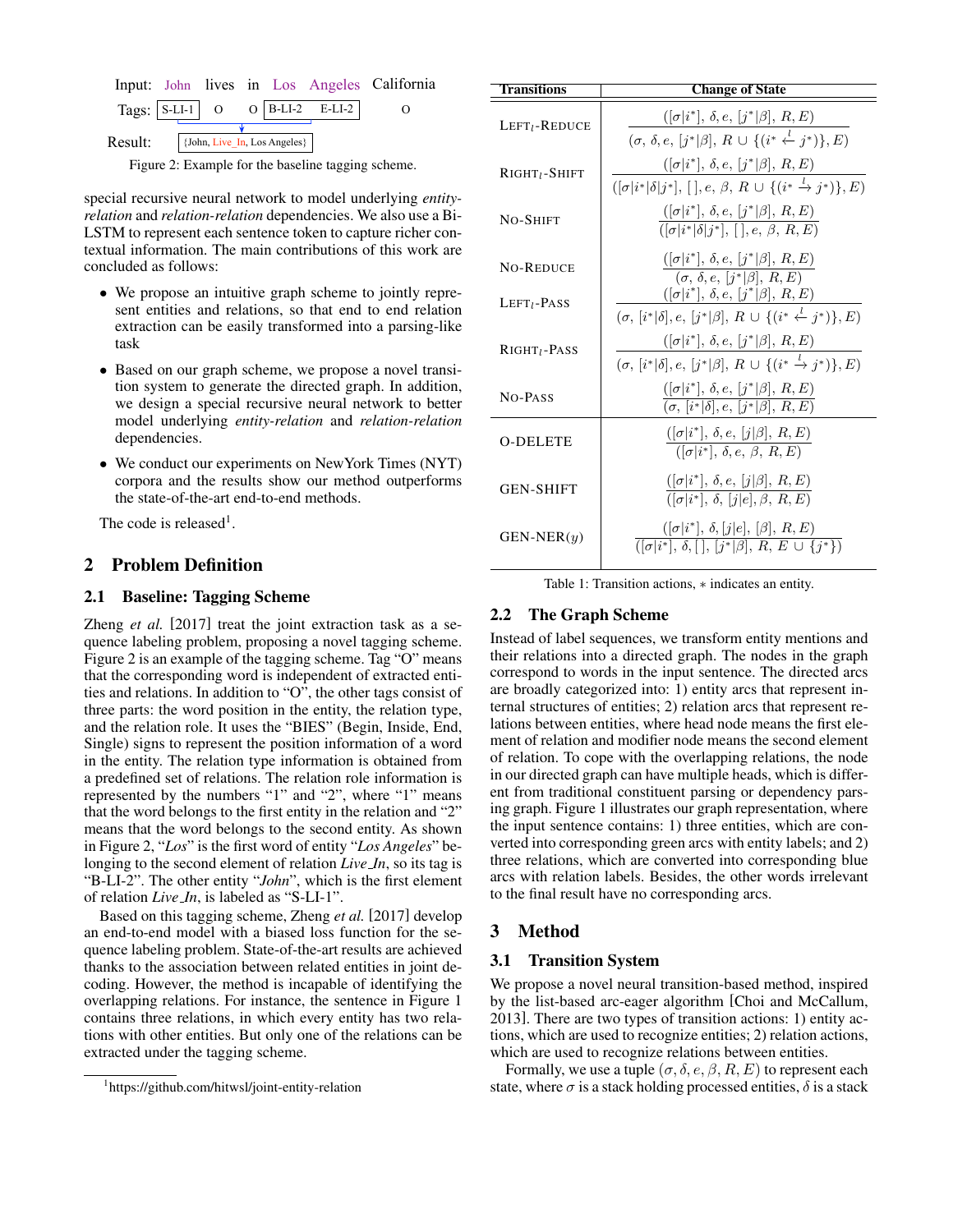Input: John lives in Los Angeles California

Tags: S-LI-1 O O B-LI-2 E-LI-2 O

Result: {John, Live_In, Los Angeles}

Figure 2: Example for the baseline tagging scheme.

special recursive neural network to model underlying *entity-relation* and *relation-relation* dependencies. We also use a Bi-LSTM to represent each sentence token to capture richer contextual information. The main contributions of this work are concluded as follows:

- We propose an intuitive graph scheme to jointly represent entities and relations, so that end to end relation extraction can be easily transformed into a parsing-like task
- Based on our graph scheme, we propose a novel transition system to generate the directed graph. In addition, we design a special recursive neural network to better model underlying *entity-relation* and *relation-relation* dependencies.
- We conduct our experiments on NewYork Times (NYT) corpora and the results show our method outperforms the state-of-the-art end-to-end methods.

The code is released[1].

## 2 Problem Definition

### 2.1 Baseline: Tagging Scheme

Zheng *et al.* [2017] treat the joint extraction task as a sequence labeling problem, proposing a novel tagging scheme. Figure 2 is an example of the tagging scheme. Tag "O" means that the corresponding word is independent of extracted entities and relations. In addition to "O", the other tags consist of three parts: the word position in the entity, the relation type, and the relation role. It uses the "BIES" (Begin, Inside, End, Single) signs to represent the position information of a word in the entity. The relation type information is obtained from a predefined set of relations. The relation role information is represented by the numbers "1" and "2", where "1" means that the word belongs to the first entity in the relation and "2" means that the word belongs to the second entity. As shown in Figure 2, "*Los*" is the first word of entity "*Los Angeles*" belonging to the second element of relation *Live_In*, so its tag is "B-LI-2". The other entity "*John*", which is the first element of relation *Live_In*, is labeled as "S-LI-1".

Based on this tagging scheme, Zheng *et al.* [2017] develop an end-to-end model with a biased loss function for the sequence labeling problem. State-of-the-art results are achieved thanks to the association between related entities in joint decoding. However, the method is incapable of identifying the overlapping relations. For instance, the sentence in Figure 1 contains three relations, in which every entity has two relations with other entities. But only one of the relations can be extracted under the tagging scheme.

[1]https://github.com/hitwsl/joint-entity-relation

| Transitions | Change of State |
|---|---|
| LEFT$_l$-REDUCE | $\frac{([\sigma\|i^*],\ \delta, e,\ [j^*\|\beta],\ R,\ E)}{(\sigma,\ \delta, e,\ [j^*\|\beta],\ R \cup \{(i^* \xleftarrow{l} j^*)\}, E)}$ |
| RIGHT$_l$-SHIFT | $\frac{([\sigma\|i^*],\ \delta, e,\ [j^*\|\beta],\ R,\ E)}{([\sigma\|i^*\|\delta\|j^*],\ [\,], e,\ \beta,\ R \cup \{(i^* \xrightarrow{l} j^*)\}, E)}$ |
| NO-SHIFT | $\frac{([\sigma\|i^*],\ \delta, e,\ [j^*\|\beta],\ R,\ E)}{([\sigma\|i^*\|\delta\|j^*],\ [\,], e,\ \beta,\ R,\ E)}$ |
| NO-REDUCE | $\frac{([\sigma\|i^*],\ \delta, e,\ [j^*\|\beta],\ R,\ E)}{(\sigma,\ \delta, e,\ [j^*\|\beta],\ R,\ E)}$ |
| LEFT$_l$-PASS | $\frac{([\sigma\|i^*],\ \delta, e,\ [j^*\|\beta],\ R,\ E)}{(\sigma,\ [i^*\|\delta], e,\ [j^*\|\beta],\ R \cup \{(i^* \xleftarrow{l} j^*)\}, E)}$ |
| RIGHT$_l$-PASS | $\frac{([\sigma\|i^*],\ \delta, e,\ [j^*\|\beta],\ R,\ E)}{(\sigma,\ [i^*\|\delta], e,\ [j^*\|\beta],\ R \cup \{(i^* \xrightarrow{l} j^*)\}, E)}$ |
| NO-PASS | $\frac{([\sigma\|i^*],\ \delta, e,\ [j^*\|\beta],\ R,\ E)}{(\sigma,\ [i^*\|\delta], e,\ [j^*\|\beta],\ R,\ E)}$ |
| O-DELETE | $\frac{([\sigma\|i^*],\ \delta, e,\ [j\|\beta],\ R,\ E)}{([\sigma\|i^*],\ \delta, e,\ \beta,\ R,\ E)}$ |
| GEN-SHIFT | $\frac{([\sigma\|i^*],\ \delta, e,\ [j\|\beta],\ R,\ E)}{([\sigma\|i^*],\ \delta,\ [j\|e], \beta,\ R,\ E)}$ |
| GEN-NER($y$) | $\frac{([\sigma\|i^*],\ \delta, [j\|e],\ [\beta],\ R,\ E)}{([\sigma\|i^*],\ \delta, [\,],\ [j^*\|\beta],\ R,\ E \cup \{j^*\})}$ |

Table 1: Transition actions, $*$ indicates an entity.

### 2.2 The Graph Scheme

Instead of label sequences, we transform entity mentions and their relations into a directed graph. The nodes in the graph correspond to words in the input sentence. The directed arcs are broadly categorized into: 1) entity arcs that represent internal structures of entities; 2) relation arcs that represent relations between entities, where head node means the first element of relation and modifier node means the second element of relation. To cope with the overlapping relations, the node in our directed graph can have multiple heads, which is different from traditional constituent parsing or dependency parsing graph. Figure 1 illustrates our graph representation, where the input sentence contains: 1) three entities, which are converted into corresponding green arcs with entity labels; and 2) three relations, which are converted into corresponding blue arcs with relation labels. Besides, the other words irrelevant to the final result have no corresponding arcs.

## 3 Method

### 3.1 Transition System

We propose a novel neural transition-based method, inspired by the list-based arc-eager algorithm [Choi and McCallum, 2013]. There are two types of transition actions: 1) entity actions, which are used to recognize entities; 2) relation actions, which are used to recognize relations between entities.

Formally, we use a tuple $(\sigma, \delta, e, \beta, R, E)$ to represent each state, where $\sigma$ is a stack holding processed entities, $\delta$ is a stack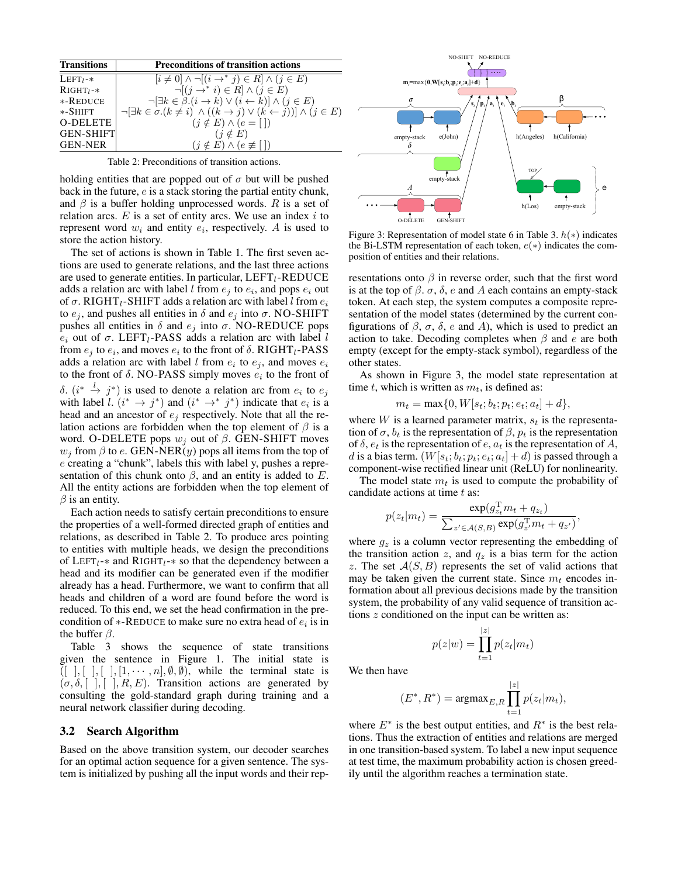| Transitions | Preconditions of transition actions |
|---|---|
| LEFT$_l$-* | $[i \neq 0] \wedge \neg[(i \rightarrow^* j) \in R] \wedge (j \in E)$ |
| RIGHT$_l$-* | $\neg[(j \rightarrow^* i) \in R] \wedge (j \in E)$ |
| *-REDUCE | $\neg[\exists k \in \beta.(i \rightarrow k) \vee (i \leftarrow k)] \wedge (j \in E)$ |
| *-SHIFT | $\neg[\exists k \in \sigma.(k \neq i) \wedge ((k \rightarrow j) \vee (k \leftarrow j))] \wedge (j \in E)$ |
| O-DELETE | $(j \notin E) \wedge (e = [\,])$ |
| GEN-SHIFT | $(j \notin E)$ |
| GEN-NER | $(j \notin E) \wedge (e \not\equiv [\,])$ |

Table 2: Preconditions of transition actions.

holding entities that are popped out of $\sigma$ but will be pushed back in the future, $e$ is a stack storing the partial entity chunk, and $\beta$ is a buffer holding unprocessed words. $R$ is a set of relation arcs. $E$ is a set of entity arcs. We use an index $i$ to represent word $w_i$ and entity $e_i$, respectively. $A$ is used to store the action history.

The set of actions is shown in Table 1. The first seven actions are used to generate relations, and the last three actions are used to generate entities. In particular, LEFT$_l$-REDUCE adds a relation arc with label $l$ from $e_j$ to $e_i$, and pops $e_i$ out of $\sigma$. RIGHT$_l$-SHIFT adds a relation arc with label $l$ from $e_i$ to $e_j$, and pushes all entities in $\delta$ and $e_j$ into $\sigma$. NO-SHIFT pushes all entities in $\delta$ and $e_j$ into $\sigma$. NO-REDUCE pops $e_i$ out of $\sigma$. LEFT$_l$-PASS adds a relation arc with label $l$ from $e_j$ to $e_i$, and moves $e_i$ to the front of $\delta$. RIGHT$_l$-PASS adds a relation arc with label $l$ from $e_i$ to $e_j$, and moves $e_i$ to the front of $\delta$. NO-PASS simply moves $e_i$ to the front of $\delta$. $(i^* \xrightarrow{l} j^*)$ is used to denote a relation arc from $e_i$ to $e_j$ with label $l$. $(i^* \rightarrow j^*)$ and $(i^* \rightarrow^* j^*)$ indicate that $e_i$ is a head and an ancestor of $e_j$ respectively. Note that all the relation actions are forbidden when the top element of $\beta$ is a word. O-DELETE pops $w_j$ out of $\beta$. GEN-SHIFT moves $w_j$ from $\beta$ to $e$. GEN-NER($y$) pops all items from the top of $e$ creating a "chunk", labels this with label y, pushes a representation of this chunk onto $\beta$, and an entity is added to $E$. All the entity actions are forbidden when the top element of $\beta$ is an entity.

Each action needs to satisfy certain preconditions to ensure the properties of a well-formed directed graph of entities and relations, as described in Table 2. To produce arcs pointing to entities with multiple heads, we design the preconditions of LEFT$_l$-* and RIGHT$_l$-* so that the dependency between a head and its modifier can be generated even if the modifier already has a head. Furthermore, we want to confirm that all heads and children of a word are found before the word is reduced. To this end, we set the head confirmation in the precondition of *-REDUCE to make sure no extra head of $e_i$ is in the buffer $\beta$.

Table 3 shows the sequence of state transitions given the sentence in Figure 1. The initial state is $([\,],[\,],[\,],[1,\cdots,n],\emptyset,\emptyset)$, while the terminal state is $(\sigma,\delta,[\,],[\,],R,E)$. Transition actions are generated by consulting the gold-standard graph during training and a neural network classifier during decoding.

## 3.2 Search Algorithm

Based on the above transition system, our decoder searches for an optimal action sequence for a given sentence. The system is initialized by pushing all the input words and their representations onto $\beta$ in reverse order, such that the first word is at the top of $\beta$. $\sigma$, $\delta$, $e$ and $A$ each contains an empty-stack token. At each step, the system computes a composite representation of the model states (determined by the current configurations of $\beta$, $\sigma$, $\delta$, $e$ and $A$), which is used to predict an action to take. Decoding completes when $\beta$ and $e$ are both empty (except for the empty-stack symbol), regardless of the other states.

NO-SHIFT NO-REDUCE

$m_t$=max{0,W[$s_t$;$b_t$;$p_t$;$e_t$;$a_t$]+d}

$\sigma$ $\beta$ $\delta$ $A$ e

empty-stack e(John) h(Angeles) h(California) empty-stack TOP h(Los) empty-stack O-DELETE GEN-SHIFT

$s_t$ $p_t$ $a_t$ $e_t$ $b_t$

Figure 3: Representation of model state 6 in Table 3. $h(*)$ indicates the Bi-LSTM representation of each token, $e(*)$ indicates the composition of entities and their relations.

As shown in Figure 3, the model state representation at time $t$, which is written as $m_t$, is defined as:

$$m_t = \max\{0, W[s_t; b_t; p_t; e_t; a_t] + d\},$$

where $W$ is a learned parameter matrix, $s_t$ is the representation of $\sigma$, $b_t$ is the representation of $\beta$, $p_t$ is the representation of $\delta$, $e_t$ is the representation of $e$, $a_t$ is the representation of $A$, $d$ is a bias term. $(W[s_t; b_t; p_t; e_t; a_t] + d)$ is passed through a component-wise rectified linear unit (ReLU) for nonlinearity.

The model state $m_t$ is used to compute the probability of candidate actions at time $t$ as:

$$p(z_t|m_t) = \frac{\exp(g_{z_t}^{\mathrm{T}} m_t + q_{z_t})}{\sum_{z' \in \mathcal{A}(S,B)} \exp(g_{z'}^{\mathrm{T}} m_t + q_{z'})},$$

where $g_z$ is a column vector representing the embedding of the transition action $z$, and $q_z$ is a bias term for the action $z$. The set $\mathcal{A}(S,B)$ represents the set of valid actions that may be taken given the current state. Since $m_t$ encodes information about all previous decisions made by the transition system, the probability of any valid sequence of transition actions $z$ conditioned on the input can be written as:

$$p(z|w) = \prod_{t=1}^{|z|} p(z_t|m_t)$$

We then have

$$(E^*, R^*) = \mathrm{argmax}_{E,R} \prod_{t=1}^{|z|} p(z_t|m_t),$$

where $E^*$ is the best output entities, and $R^*$ is the best relations. Thus the extraction of entities and relations are merged in one transition-based system. To label a new input sequence at test time, the maximum probability action is chosen greedily until the algorithm reaches a termination state.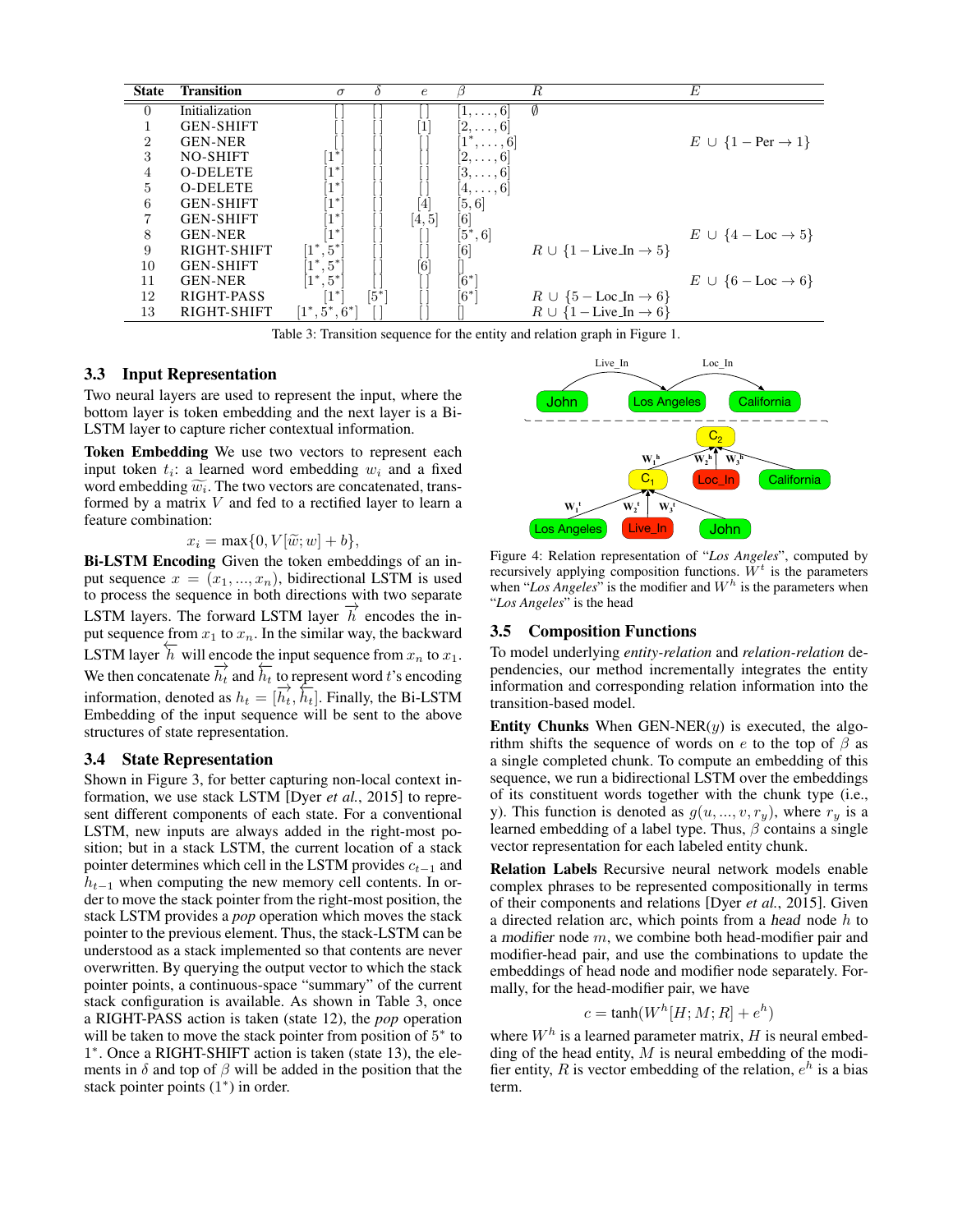| State | Transition | $\sigma$ | $\delta$ | $e$ | $\beta$ | $R$ | $E$ |
|---|---|---|---|---|---|---|---|
| 0 | Initialization | [ ] | [ ] | [ ] | $[1, \ldots, 6]$ | $\emptyset$ | |
| 1 | GEN-SHIFT | [ ] | [ ] | [1] | $[2, \ldots, 6]$ | | |
| 2 | GEN-NER | [ ] | [ ] | [ ] | $[1^*, \ldots, 6]$ | | $E \cup \{1 - \text{Per} \rightarrow 1\}$ |
| 3 | NO-SHIFT | $[1^*]$ | [ ] | [ ] | $[2, \ldots, 6]$ | | |
| 4 | O-DELETE | $[1^*]$ | [ ] | [ ] | $[3, \ldots, 6]$ | | |
| 5 | O-DELETE | $[1^*]$ | [ ] | [ ] | $[4, \ldots, 6]$ | | |
| 6 | GEN-SHIFT | $[1^*]$ | [ ] | [4] | $[5, 6]$ | | |
| 7 | GEN-SHIFT | $[1^*]$ | [ ] | [4, 5] | $[6]$ | | |
| 8 | GEN-NER | $[1^*]$ | [ ] | [ ] | $[5^*, 6]$ | | $E \cup \{4 - \text{Loc} \rightarrow 5\}$ |
| 9 | RIGHT-SHIFT | $[1^*, 5^*]$ | [ ] | [ ] | $[6]$ | $R \cup \{1 - \text{Live\_In} \rightarrow 5\}$ | |
| 10 | GEN-SHIFT | $[1^*, 5^*]$ | [ ] | [6] | [ ] | | |
| 11 | GEN-NER | $[1^*, 5^*]$ | [ ] | [ ] | $[6^*]$ | | $E \cup \{6 - \text{Loc} \rightarrow 6\}$ |
| 12 | RIGHT-PASS | $[1^*]$ | $[5^*]$ | [ ] | $[6^*]$ | $R \cup \{5 - \text{Loc\_In} \rightarrow 6\}$ | |
| 13 | RIGHT-SHIFT | $[1^*, 5^*, 6^*]$ | [ ] | [ ] | [ ] | $R \cup \{1 - \text{Live\_In} \rightarrow 6\}$ | |

Table 3: Transition sequence for the entity and relation graph in Figure 1.

### 3.3 Input Representation

Two neural layers are used to represent the input, where the bottom layer is token embedding and the next layer is a Bi-LSTM layer to capture richer contextual information.

**Token Embedding** We use two vectors to represent each input token $t_i$: a learned word embedding $w_i$ and a fixed word embedding $\widetilde{w_i}$. The two vectors are concatenated, transformed by a matrix $V$ and fed to a rectified layer to learn a feature combination:

$$x_i = \max\{0, V[\widetilde{w}; w] + b\},$$

**Bi-LSTM Encoding** Given the token embeddings of an input sequence $x = (x_1, ..., x_n)$, bidirectional LSTM is used to process the sequence in both directions with two separate LSTM layers. The forward LSTM layer $\overrightarrow{h}$ encodes the input sequence from $x_1$ to $x_n$. In the similar way, the backward LSTM layer $\overleftarrow{h}$ will encode the input sequence from $x_n$ to $x_1$. We then concatenate $\overrightarrow{h_t}$ and $\overleftarrow{h_t}$ to represent word $t$'s encoding information, denoted as $h_t = [\overrightarrow{h_t}, \overleftarrow{h_t}]$. Finally, the Bi-LSTM Embedding of the input sequence will be sent to the above structures of state representation.

### 3.4 State Representation

Shown in Figure 3, for better capturing non-local context information, we use stack LSTM [Dyer *et al.*, 2015] to represent different components of each state. For a conventional LSTM, new inputs are always added in the right-most position; but in a stack LSTM, the current location of a stack pointer determines which cell in the LSTM provides $c_{t-1}$ and $h_{t-1}$ when computing the new memory cell contents. In order to move the stack pointer from the right-most position, the stack LSTM provides a *pop* operation which moves the stack pointer to the previous element. Thus, the stack-LSTM can be understood as a stack implemented so that contents are never overwritten. By querying the output vector to which the stack pointer points, a continuous-space "summary" of the current stack configuration is available. As shown in Table 3, once a RIGHT-PASS action is taken (state 12), the *pop* operation will be taken to move the stack pointer from position of $5^*$ to $1^*$. Once a RIGHT-SHIFT action is taken (state 13), the elements in $\delta$ and top of $\beta$ will be added in the position that the stack pointer points ($1^*$) in order.

Live_In
Loc_In
John
Los Angeles
California
C2
W1h W2h W3h
C1
Loc_In
California
W1t W2t W3t
Los Angeles
Live_In
John

Figure 4: Relation representation of "*Los Angeles*", computed by recursively applying composition functions. $W^t$ is the parameters when "*Los Angeles*" is the modifier and $W^h$ is the parameters when "*Los Angeles*" is the head

### 3.5 Composition Functions

To model underlying *entity-relation* and *relation-relation* dependencies, our method incrementally integrates the entity information and corresponding relation information into the transition-based model.

**Entity Chunks** When GEN-NER($y$) is executed, the algorithm shifts the sequence of words on $e$ to the top of $\beta$ as a single completed chunk. To compute an embedding of this sequence, we run a bidirectional LSTM over the embeddings of its constituent words together with the chunk type (i.e., y). This function is denoted as $g(u, ..., v, r_y)$, where $r_y$ is a learned embedding of a label type. Thus, $\beta$ contains a single vector representation for each labeled entity chunk.

**Relation Labels** Recursive neural network models enable complex phrases to be represented compositionally in terms of their components and relations [Dyer *et al.*, 2015]. Given a directed relation arc, which points from a head node $h$ to a modifier node $m$, we combine both head-modifier pair and modifier-head pair, and use the combinations to update the embeddings of head node and modifier node separately. Formally, for the head-modifier pair, we have

$$c = \tanh(W^h[H; M; R] + e^h)$$

where $W^h$ is a learned parameter matrix, $H$ is neural embedding of the head entity, $M$ is neural embedding of the modifier entity, $R$ is vector embedding of the relation, $e^h$ is a bias term.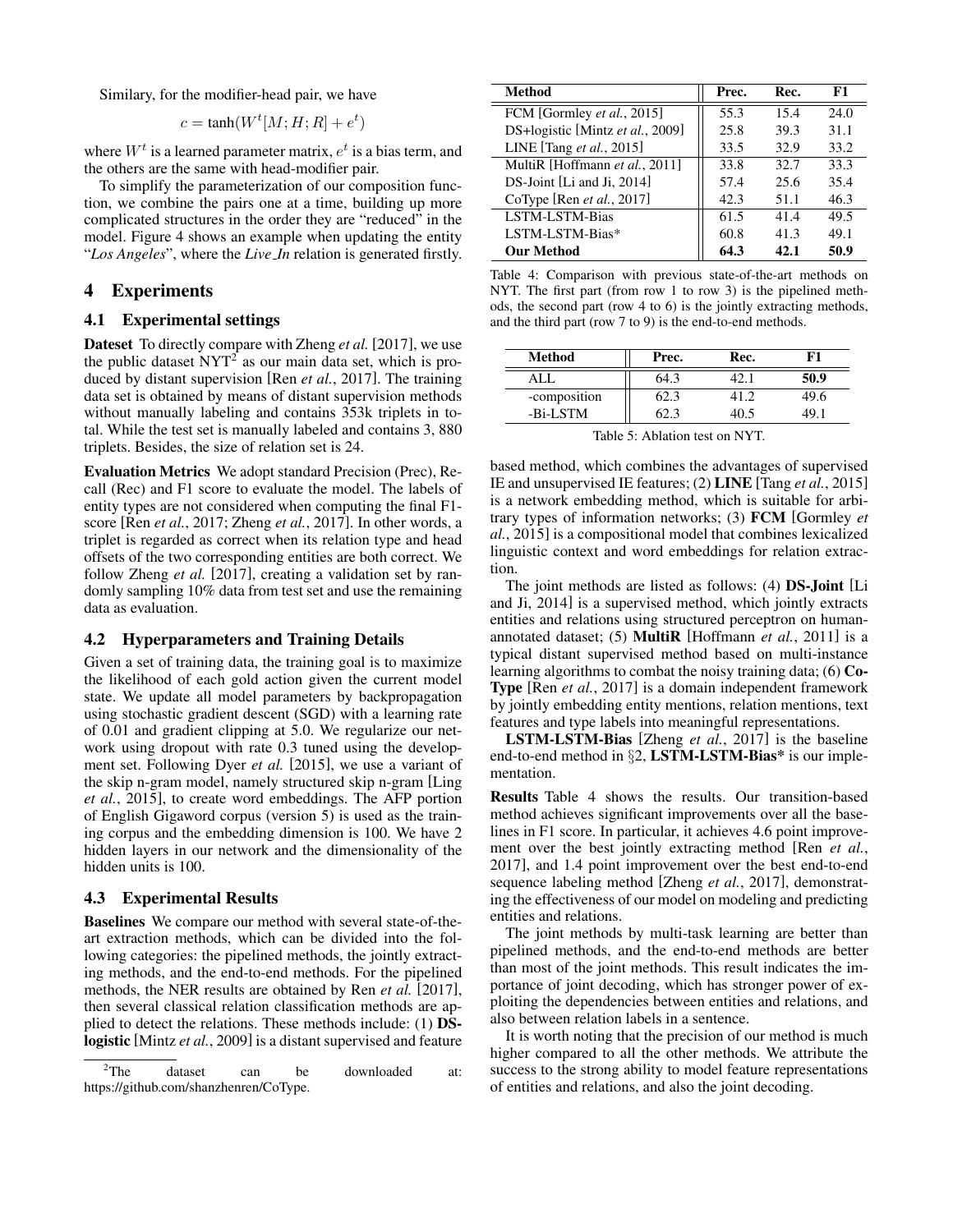Similary, for the modifier-head pair, we have

$$c = \tanh(W^t[M; H; R] + e^t)$$

where $W^t$ is a learned parameter matrix, $e^t$ is a bias term, and the others are the same with head-modifier pair.

To simplify the parameterization of our composition function, we combine the pairs one at a time, building up more complicated structures in the order they are "reduced" in the model. Figure 4 shows an example when updating the entity "*Los Angeles*", where the *Live_In* relation is generated firstly.

# 4 Experiments

## 4.1 Experimental settings

**Dateset** To directly compare with Zheng *et al.* [2017], we use the public dataset NYT[2] as our main data set, which is produced by distant supervision [Ren *et al.*, 2017]. The training data set is obtained by means of distant supervision methods without manually labeling and contains 353k triplets in total. While the test set is manually labeled and contains 3, 880 triplets. Besides, the size of relation set is 24.

**Evaluation Metrics** We adopt standard Precision (Prec), Recall (Rec) and F1 score to evaluate the model. The labels of entity types are not considered when computing the final F1-score [Ren *et al.*, 2017; Zheng *et al.*, 2017]. In other words, a triplet is regarded as correct when its relation type and head offsets of the two corresponding entities are both correct. We follow Zheng *et al.* [2017], creating a validation set by randomly sampling 10% data from test set and use the remaining data as evaluation.

## 4.2 Hyperparameters and Training Details

Given a set of training data, the training goal is to maximize the likelihood of each gold action given the current model state. We update all model parameters by backpropagation using stochastic gradient descent (SGD) with a learning rate of 0.01 and gradient clipping at 5.0. We regularize our network using dropout with rate 0.3 tuned using the development set. Following Dyer *et al.* [2015], we use a variant of the skip n-gram model, namely structured skip n-gram [Ling *et al.*, 2015], to create word embeddings. The AFP portion of English Gigaword corpus (version 5) is used as the training corpus and the embedding dimension is 100. We have 2 hidden layers in our network and the dimensionality of the hidden units is 100.

## 4.3 Experimental Results

**Baselines** We compare our method with several state-of-the-art extraction methods, which can be divided into the following categories: the pipelined methods, the jointly extracting methods, and the end-to-end methods. For the pipelined methods, the NER results are obtained by Ren *et al.* [2017], then several classical relation classification methods are applied to detect the relations. These methods include: (1) **DS-logistic** [Mintz *et al.*, 2009] is a distant supervised and feature based method, which combines the advantages of supervised IE and unsupervised IE features; (2) **LINE** [Tang *et al.*, 2015] is a network embedding method, which is suitable for arbitrary types of information networks; (3) **FCM** [Gormley *et al.*, 2015] is a compositional model that combines lexicalized linguistic context and word embeddings for relation extraction.

| Method | Prec. | Rec. | F1 |
|---|---|---|---|
| FCM [Gormley *et al.*, 2015] | 55.3 | 15.4 | 24.0 |
| DS+logistic [Mintz *et al.*, 2009] | 25.8 | 39.3 | 31.1 |
| LINE [Tang *et al.*, 2015] | 33.5 | 32.9 | 33.2 |
| MultiR [Hoffmann *et al.*, 2011] | 33.8 | 32.7 | 33.3 |
| DS-Joint [Li and Ji, 2014] | 57.4 | 25.6 | 35.4 |
| CoType [Ren *et al.*, 2017] | 42.3 | 51.1 | 46.3 |
| LSTM-LSTM-Bias | 61.5 | 41.4 | 49.5 |
| LSTM-LSTM-Bias* | 60.8 | 41.3 | 49.1 |
| **Our Method** | **64.3** | **42.1** | **50.9** |

Table 4: Comparison with previous state-of-the-art methods on NYT. The first part (from row 1 to row 3) is the pipelined methods, the second part (row 4 to 6) is the jointly extracting methods, and the third part (row 7 to 9) is the end-to-end methods.

| Method | Prec. | Rec. | F1 |
|---|---|---|---|
| ALL | 64.3 | 42.1 | **50.9** |
| -composition | 62.3 | 41.2 | 49.6 |
| -Bi-LSTM | 62.3 | 40.5 | 49.1 |

Table 5: Ablation test on NYT.

The joint methods are listed as follows: (4) **DS-Joint** [Li and Ji, 2014] is a supervised method, which jointly extracts entities and relations using structured perceptron on human-annotated dataset; (5) **MultiR** [Hoffmann *et al.*, 2011] is a typical distant supervised method based on multi-instance learning algorithms to combat the noisy training data; (6) **Co-Type** [Ren *et al.*, 2017] is a domain independent framework by jointly embedding entity mentions, relation mentions, text features and type labels into meaningful representations.

**LSTM-LSTM-Bias** [Zheng *et al.*, 2017] is the baseline end-to-end method in §2, **LSTM-LSTM-Bias*** is our implementation.

**Results** Table 4 shows the results. Our transition-based method achieves significant improvements over all the baselines in F1 score. In particular, it achieves 4.6 point improvement over the best jointly extracting method [Ren *et al.*, 2017], and 1.4 point improvement over the best end-to-end sequence labeling method [Zheng *et al.*, 2017], demonstrating the effectiveness of our model on modeling and predicting entities and relations.

The joint methods by multi-task learning are better than pipelined methods, and the end-to-end methods are better than most of the joint methods. This result indicates the importance of joint decoding, which has stronger power of exploiting the dependencies between entities and relations, and also between relation labels in a sentence.

It is worth noting that the precision of our method is much higher compared to all the other methods. We attribute the success to the strong ability to model feature representations of entities and relations, and also the joint decoding.

[2] The dataset can be downloaded at: https://github.com/shanzhenren/CoType.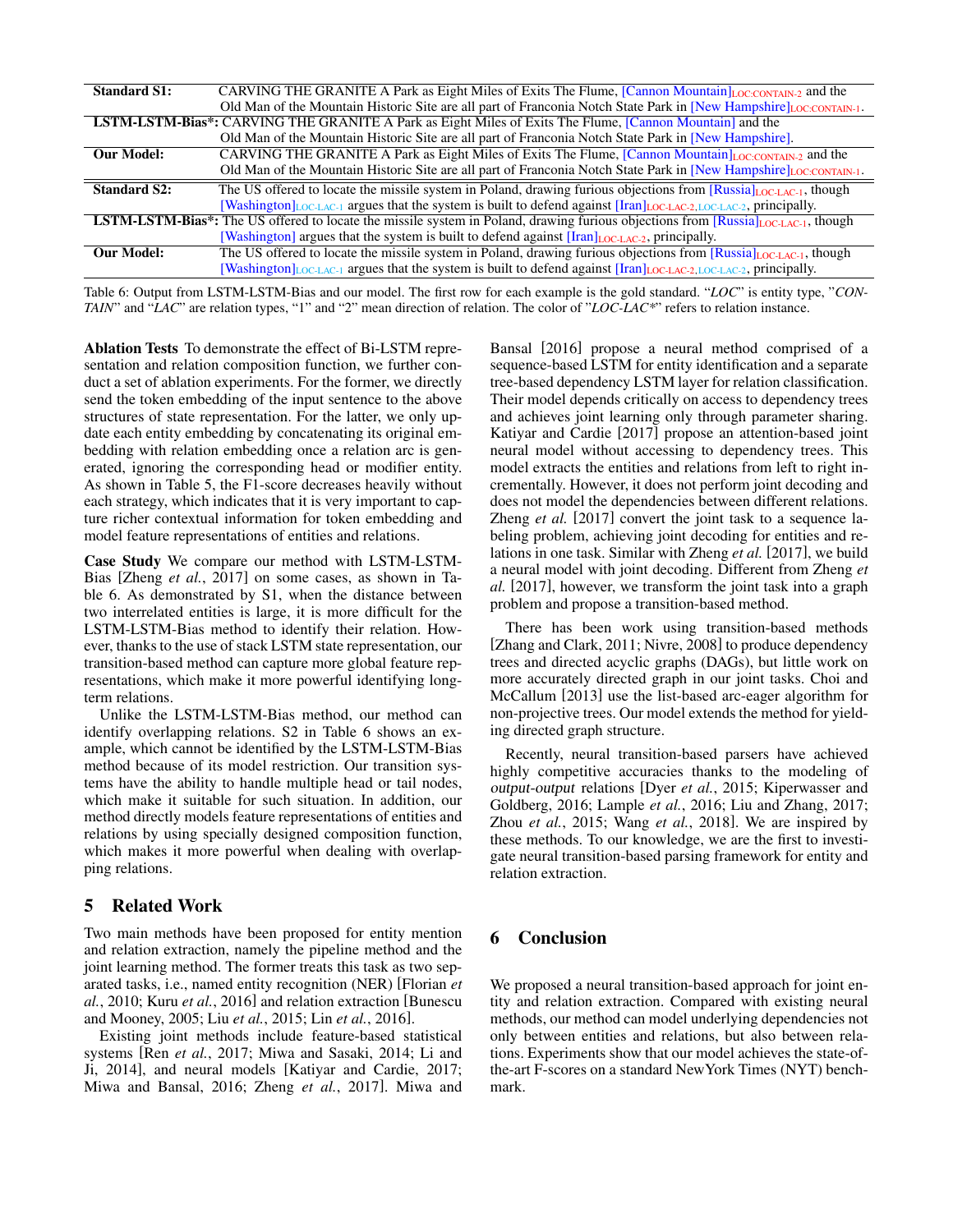| | |
|---|---|
| **Standard S1:** | CARVING THE GRANITE A Park as Eight Miles of Exits The Flume, [Cannon Mountain]$_{\text{LOC:CONTAIN-2}}$ and the Old Man of the Mountain Historic Site are all part of Franconia Notch State Park in [New Hampshire]$_{\text{LOC:CONTAIN-1}}$. |
| **LSTM-LSTM-Bias*:** | CARVING THE GRANITE A Park as Eight Miles of Exits The Flume, [Cannon Mountain] and the Old Man of the Mountain Historic Site are all part of Franconia Notch State Park in [New Hampshire]. |
| **Our Model:** | CARVING THE GRANITE A Park as Eight Miles of Exits The Flume, [Cannon Mountain]$_{\text{LOC:CONTAIN-2}}$ and the Old Man of the Mountain Historic Site are all part of Franconia Notch State Park in [New Hampshire]$_{\text{LOC:CONTAIN-1}}$. |
| **Standard S2:** | The US offered to locate the missile system in Poland, drawing furious objections from [Russia]$_{\text{LOC-LAC-1}}$, though [Washington]$_{\text{LOC-LAC-1}}$ argues that the system is built to defend against [Iran]$_{\text{LOC-LAC-2,LOC-LAC-2}}$, principally. |
| **LSTM-LSTM-Bias*:** | The US offered to locate the missile system in Poland, drawing furious objections from [Russia]$_{\text{LOC-LAC-1}}$, though [Washington] argues that the system is built to defend against [Iran]$_{\text{LOC-LAC-2}}$, principally. |
| **Our Model:** | The US offered to locate the missile system in Poland, drawing furious objections from [Russia]$_{\text{LOC-LAC-1}}$, though [Washington]$_{\text{LOC-LAC-1}}$ argues that the system is built to defend against [Iran]$_{\text{LOC-LAC-2,LOC-LAC-2}}$, principally. |

Table 6: Output from LSTM-LSTM-Bias and our model. The first row for each example is the gold standard. "*LOC*" is entity type, "*CONTAIN*" and "*LAC*" are relation types, "1" and "2" mean direction of relation. The color of "*LOC-LAC**" refers to relation instance.

**Ablation Tests** To demonstrate the effect of Bi-LSTM representation and relation composition function, we further conduct a set of ablation experiments. For the former, we directly send the token embedding of the input sentence to the above structures of state representation. For the latter, we only update each entity embedding by concatenating its original embedding with relation embedding once a relation arc is generated, ignoring the corresponding head or modifier entity. As shown in Table 5, the F1-score decreases heavily without each strategy, which indicates that it is very important to capture richer contextual information for token embedding and model feature representations of entities and relations.

**Case Study** We compare our method with LSTM-LSTM-Bias [Zheng *et al.*, 2017] on some cases, as shown in Table 6. As demonstrated by S1, when the distance between two interrelated entities is large, it is more difficult for the LSTM-LSTM-Bias method to identify their relation. However, thanks to the use of stack LSTM state representation, our transition-based method can capture more global feature representations, which make it more powerful identifying long-term relations.

Unlike the LSTM-LSTM-Bias method, our method can identify overlapping relations. S2 in Table 6 shows an example, which cannot be identified by the LSTM-LSTM-Bias method because of its model restriction. Our transition systems have the ability to handle multiple head or tail nodes, which make it suitable for such situation. In addition, our method directly models feature representations of entities and relations by using specially designed composition function, which makes it more powerful when dealing with overlapping relations.

## 5 Related Work

Two main methods have been proposed for entity mention and relation extraction, namely the pipeline method and the joint learning method. The former treats this task as two separated tasks, i.e., named entity recognition (NER) [Florian *et al.*, 2010; Kuru *et al.*, 2016] and relation extraction [Bunescu and Mooney, 2005; Liu *et al.*, 2015; Lin *et al.*, 2016].

Existing joint methods include feature-based statistical systems [Ren *et al.*, 2017; Miwa and Sasaki, 2014; Li and Ji, 2014], and neural models [Katiyar and Cardie, 2017; Miwa and Bansal, 2016; Zheng *et al.*, 2017]. Miwa and Bansal [2016] propose a neural method comprised of a sequence-based LSTM for entity identification and a separate tree-based dependency LSTM layer for relation classification. Their model depends critically on access to dependency trees and achieves joint learning only through parameter sharing. Katiyar and Cardie [2017] propose an attention-based joint neural model without accessing to dependency trees. This model extracts the entities and relations from left to right incrementally. However, it does not perform joint decoding and does not model the dependencies between different relations. Zheng *et al.* [2017] convert the joint task to a sequence labeling problem, achieving joint decoding for entities and relations in one task. Similar with Zheng *et al.* [2017], we build a neural model with joint decoding. Different from Zheng *et al.* [2017], however, we transform the joint task into a graph problem and propose a transition-based method.

There has been work using transition-based methods [Zhang and Clark, 2011; Nivre, 2008] to produce dependency trees and directed acyclic graphs (DAGs), but little work on more accurately directed graph in our joint tasks. Choi and McCallum [2013] use the list-based arc-eager algorithm for non-projective trees. Our model extends the method for yielding directed graph structure.

Recently, neural transition-based parsers have achieved highly competitive accuracies thanks to the modeling of *output-output* relations [Dyer *et al.*, 2015; Kiperwasser and Goldberg, 2016; Lample *et al.*, 2016; Liu and Zhang, 2017; Zhou *et al.*, 2015; Wang *et al.*, 2018]. We are inspired by these methods. To our knowledge, we are the first to investigate neural transition-based parsing framework for entity and relation extraction.

## 6 Conclusion

We proposed a neural transition-based approach for joint entity and relation extraction. Compared with existing neural methods, our method can model underlying dependencies not only between entities and relations, but also between relations. Experiments show that our model achieves the state-of-the-art F-scores on a standard NewYork Times (NYT) benchmark.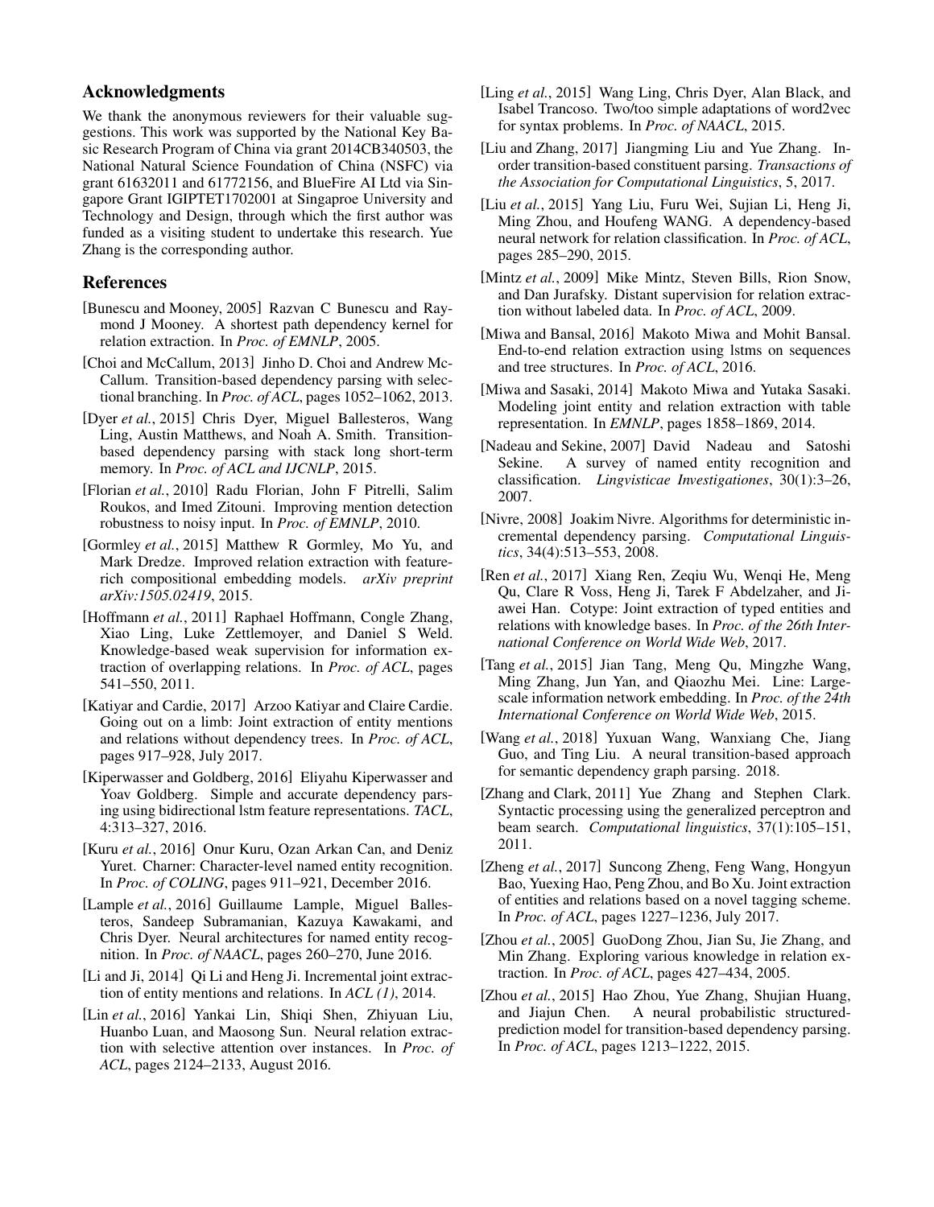## Acknowledgments

We thank the anonymous reviewers for their valuable suggestions. This work was supported by the National Key Basic Research Program of China via grant 2014CB340503, the National Natural Science Foundation of China (NSFC) via grant 61632011 and 61772156, and BlueFire AI Ltd via Singapore Grant IGIPTET1702001 at Singaproe University and Technology and Design, through which the first author was funded as a visiting student to undertake this research. Yue Zhang is the corresponding author.

## References

[Bunescu and Mooney, 2005] Razvan C Bunescu and Raymond J Mooney. A shortest path dependency kernel for relation extraction. In *Proc. of EMNLP*, 2005.

[Choi and McCallum, 2013] Jinho D. Choi and Andrew McCallum. Transition-based dependency parsing with selectional branching. In *Proc. of ACL*, pages 1052–1062, 2013.

[Dyer *et al.*, 2015] Chris Dyer, Miguel Ballesteros, Wang Ling, Austin Matthews, and Noah A. Smith. Transition-based dependency parsing with stack long short-term memory. In *Proc. of ACL and IJCNLP*, 2015.

[Florian *et al.*, 2010] Radu Florian, John F Pitrelli, Salim Roukos, and Imed Zitouni. Improving mention detection robustness to noisy input. In *Proc. of EMNLP*, 2010.

[Gormley *et al.*, 2015] Matthew R Gormley, Mo Yu, and Mark Dredze. Improved relation extraction with feature-rich compositional embedding models. *arXiv preprint arXiv:1505.02419*, 2015.

[Hoffmann *et al.*, 2011] Raphael Hoffmann, Congle Zhang, Xiao Ling, Luke Zettlemoyer, and Daniel S Weld. Knowledge-based weak supervision for information extraction of overlapping relations. In *Proc. of ACL*, pages 541–550, 2011.

[Katiyar and Cardie, 2017] Arzoo Katiyar and Claire Cardie. Going out on a limb: Joint extraction of entity mentions and relations without dependency trees. In *Proc. of ACL*, pages 917–928, July 2017.

[Kiperwasser and Goldberg, 2016] Eliyahu Kiperwasser and Yoav Goldberg. Simple and accurate dependency parsing using bidirectional lstm feature representations. *TACL*, 4:313–327, 2016.

[Kuru *et al.*, 2016] Onur Kuru, Ozan Arkan Can, and Deniz Yuret. Charner: Character-level named entity recognition. In *Proc. of COLING*, pages 911–921, December 2016.

[Lample *et al.*, 2016] Guillaume Lample, Miguel Ballesteros, Sandeep Subramanian, Kazuya Kawakami, and Chris Dyer. Neural architectures for named entity recognition. In *Proc. of NAACL*, pages 260–270, June 2016.

[Li and Ji, 2014] Qi Li and Heng Ji. Incremental joint extraction of entity mentions and relations. In *ACL (1)*, 2014.

[Lin *et al.*, 2016] Yankai Lin, Shiqi Shen, Zhiyuan Liu, Huanbo Luan, and Maosong Sun. Neural relation extraction with selective attention over instances. In *Proc. of ACL*, pages 2124–2133, August 2016.

[Ling *et al.*, 2015] Wang Ling, Chris Dyer, Alan Black, and Isabel Trancoso. Two/too simple adaptations of word2vec for syntax problems. In *Proc. of NAACL*, 2015.

[Liu and Zhang, 2017] Jiangming Liu and Yue Zhang. In-order transition-based constituent parsing. *Transactions of the Association for Computational Linguistics*, 5, 2017.

[Liu *et al.*, 2015] Yang Liu, Furu Wei, Sujian Li, Heng Ji, Ming Zhou, and Houfeng WANG. A dependency-based neural network for relation classification. In *Proc. of ACL*, pages 285–290, 2015.

[Mintz *et al.*, 2009] Mike Mintz, Steven Bills, Rion Snow, and Dan Jurafsky. Distant supervision for relation extraction without labeled data. In *Proc. of ACL*, 2009.

[Miwa and Bansal, 2016] Makoto Miwa and Mohit Bansal. End-to-end relation extraction using lstms on sequences and tree structures. In *Proc. of ACL*, 2016.

[Miwa and Sasaki, 2014] Makoto Miwa and Yutaka Sasaki. Modeling joint entity and relation extraction with table representation. In *EMNLP*, pages 1858–1869, 2014.

[Nadeau and Sekine, 2007] David Nadeau and Satoshi Sekine. A survey of named entity recognition and classification. *Lingvisticae Investigationes*, 30(1):3–26, 2007.

[Nivre, 2008] Joakim Nivre. Algorithms for deterministic incremental dependency parsing. *Computational Linguistics*, 34(4):513–553, 2008.

[Ren *et al.*, 2017] Xiang Ren, Zeqiu Wu, Wenqi He, Meng Qu, Clare R Voss, Heng Ji, Tarek F Abdelzaher, and Jiawei Han. Cotype: Joint extraction of typed entities and relations with knowledge bases. In *Proc. of the 26th International Conference on World Wide Web*, 2017.

[Tang *et al.*, 2015] Jian Tang, Meng Qu, Mingzhe Wang, Ming Zhang, Jun Yan, and Qiaozhu Mei. Line: Large-scale information network embedding. In *Proc. of the 24th International Conference on World Wide Web*, 2015.

[Wang *et al.*, 2018] Yuxuan Wang, Wanxiang Che, Jiang Guo, and Ting Liu. A neural transition-based approach for semantic dependency graph parsing. 2018.

[Zhang and Clark, 2011] Yue Zhang and Stephen Clark. Syntactic processing using the generalized perceptron and beam search. *Computational linguistics*, 37(1):105–151, 2011.

[Zheng *et al.*, 2017] Suncong Zheng, Feng Wang, Hongyun Bao, Yuexing Hao, Peng Zhou, and Bo Xu. Joint extraction of entities and relations based on a novel tagging scheme. In *Proc. of ACL*, pages 1227–1236, July 2017.

[Zhou *et al.*, 2005] GuoDong Zhou, Jian Su, Jie Zhang, and Min Zhang. Exploring various knowledge in relation extraction. In *Proc. of ACL*, pages 427–434, 2005.

[Zhou *et al.*, 2015] Hao Zhou, Yue Zhang, Shujian Huang, and Jiajun Chen. A neural probabilistic structured-prediction model for transition-based dependency parsing. In *Proc. of ACL*, pages 1213–1222, 2015.